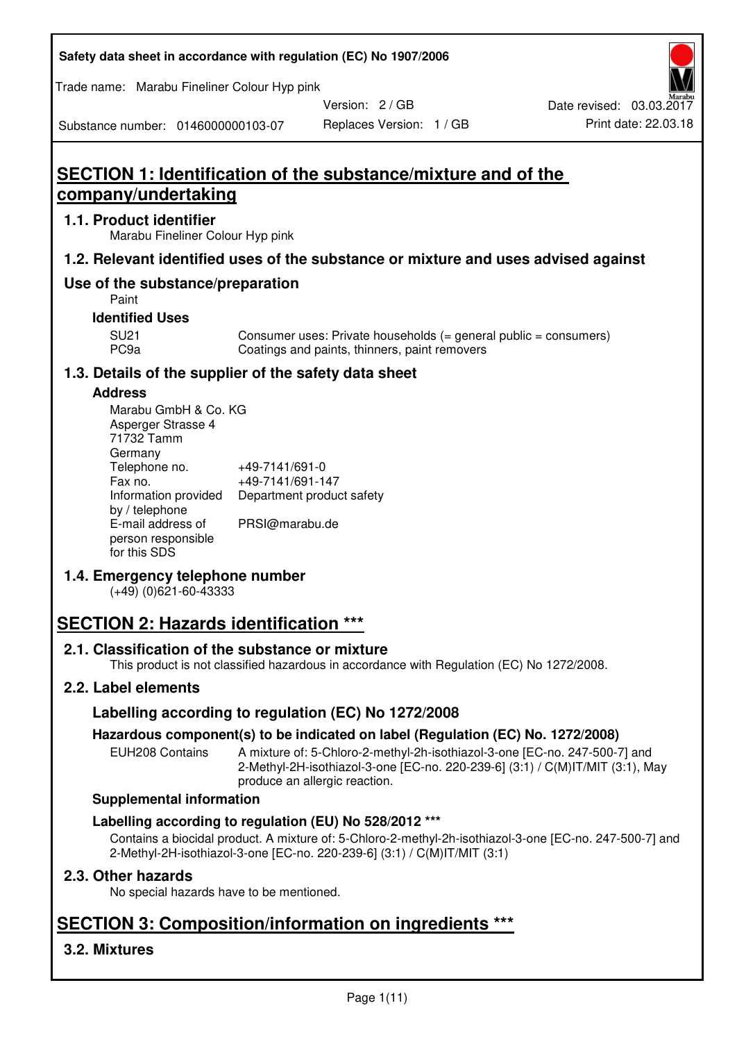Safety data sheet in accordance with regulation (EC) No 1907/2006

Trade name: Marabu Fineliner Colour Hyp pink

| Substance number: 0146000000103-07 | Version: 2 / GB | Date revised: 03.03.2017 |
|---|---|---|
| | Replaces Version: 1 / GB | Print date: 22.03.18 |

# SECTION 1: Identification of the substance/mixture and of the company/undertaking

## 1.1. Product identifier

Marabu Fineliner Colour Hyp pink

## 1.2. Relevant identified uses of the substance or mixture and uses advised against

## Use of the substance/preparation

Paint

### Identified Uses

| | |
|---|---|
| SU21 | Consumer uses: Private households (= general public = consumers) |
| PC9a | Coatings and paints, thinners, paint removers |

## 1.3. Details of the supplier of the safety data sheet

### Address

Marabu GmbH & Co. KG
Asperger Strasse 4
71732 Tamm
Germany

| | |
|---|---|
| Telephone no. | +49-7141/691-0 |
| Fax no. | +49-7141/691-147 |
| Information provided by / telephone | Department product safety |
| E-mail address of person responsible for this SDS | PRSI@marabu.de |

## 1.4. Emergency telephone number

(+49) (0)621-60-43333

# SECTION 2: Hazards identification ***

## 2.1. Classification of the substance or mixture

This product is not classified hazardous in accordance with Regulation (EC) No 1272/2008.

## 2.2. Label elements

### Labelling according to regulation (EC) No 1272/2008

### Hazardous component(s) to be indicated on label (Regulation (EC) No. 1272/2008)

| | |
|---|---|
| EUH208 Contains | A mixture of: 5-Chloro-2-methyl-2h-isothiazol-3-one [EC-no. 247-500-7] and 2-Methyl-2H-isothiazol-3-one [EC-no. 220-239-6] (3:1) / C(M)IT/MIT (3:1), May produce an allergic reaction. |

### Supplemental information

### Labelling according to regulation (EU) No 528/2012 ***

Contains a biocidal product. A mixture of: 5-Chloro-2-methyl-2h-isothiazol-3-one [EC-no. 247-500-7] and 2-Methyl-2H-isothiazol-3-one [EC-no. 220-239-6] (3:1) / C(M)IT/MIT (3:1)

## 2.3. Other hazards

No special hazards have to be mentioned.

# SECTION 3: Composition/information on ingredients ***

## 3.2. Mixtures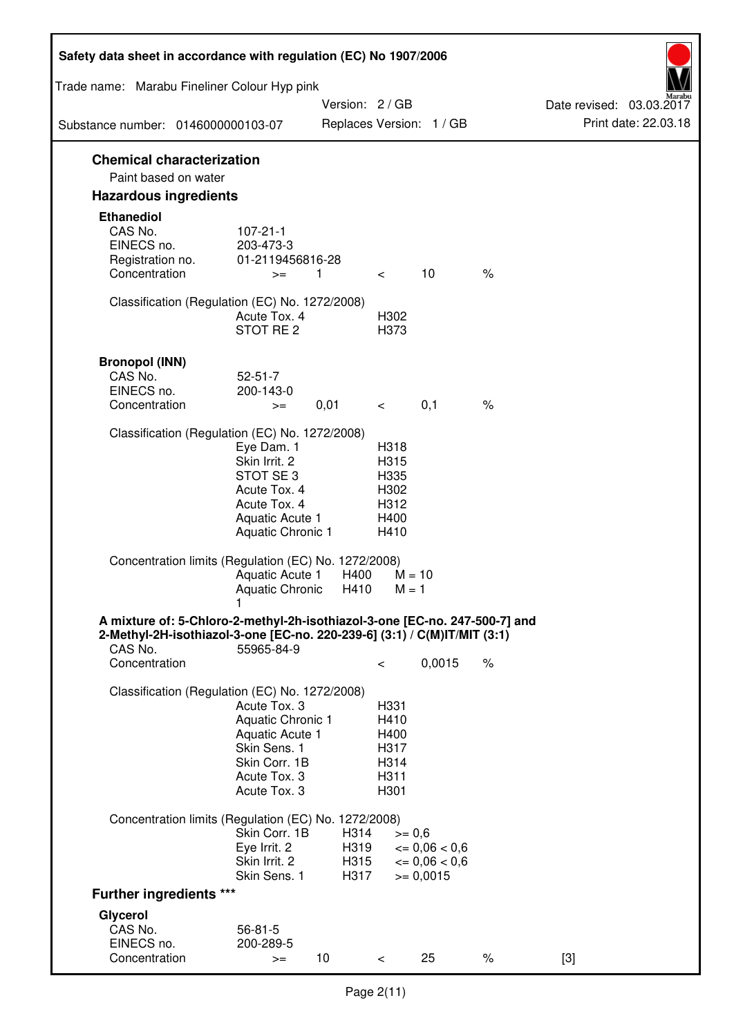## Chemical characterization

Paint based on water

## Hazardous ingredients

### Ethanediol

| | | | | | |
|---|---|---|---|---|---|
| CAS No. | 107-21-1 | | | | |
| EINECS no. | 203-473-3 | | | | |
| Registration no. | 01-2119456816-28 | | | | |
| Concentration | >= | 1 | < | 10 | % |

Classification (Regulation (EC) No. 1272/2008)

| | |
|---|---|
| Acute Tox. 4 | H302 |
| STOT RE 2 | H373 |

### Bronopol (INN)

| | | | | | |
|---|---|---|---|---|---|
| CAS No. | 52-51-7 | | | | |
| EINECS no. | 200-143-0 | | | | |
| Concentration | >= | 0,01 | < | 0,1 | % |

Classification (Regulation (EC) No. 1272/2008)

| | |
|---|---|
| Eye Dam. 1 | H318 |
| Skin Irrit. 2 | H315 |
| STOT SE 3 | H335 |
| Acute Tox. 4 | H302 |
| Acute Tox. 4 | H312 |
| Aquatic Acute 1 | H400 |
| Aquatic Chronic 1 | H410 |

Concentration limits (Regulation (EC) No. 1272/2008)

| | | |
|---|---|---|
| Aquatic Acute 1 | H400 | M = 10 |
| Aquatic Chronic 1 | H410 | M = 1 |

### A mixture of: 5-Chloro-2-methyl-2h-isothiazol-3-one [EC-no. 247-500-7] and 2-Methyl-2H-isothiazol-3-one [EC-no. 220-239-6] (3:1) / C(M)IT/MIT (3:1)

| | | | | |
|---|---|---|---|---|
| CAS No. | 55965-84-9 | | | |
| Concentration | | < | 0,0015 | % |

Classification (Regulation (EC) No. 1272/2008)

| | |
|---|---|
| Acute Tox. 3 | H331 |
| Aquatic Chronic 1 | H410 |
| Aquatic Acute 1 | H400 |
| Skin Sens. 1 | H317 |
| Skin Corr. 1B | H314 |
| Acute Tox. 3 | H311 |
| Acute Tox. 3 | H301 |

Concentration limits (Regulation (EC) No. 1272/2008)

| | | |
|---|---|---|
| Skin Corr. 1B | H314 | >= 0,6 |
| Eye Irrit. 2 | H319 | <= 0,06 < 0,6 |
| Skin Irrit. 2 | H315 | <= 0,06 < 0,6 |
| Skin Sens. 1 | H317 | >= 0,0015 |

## Further ingredients ***

### Glycerol

| | | | | | | |
|---|---|---|---|---|---|---|
| CAS No. | 56-81-5 | | | | | |
| EINECS no. | 200-289-5 | | | | | |
| Concentration | >= | 10 | < | 25 | % | [3] |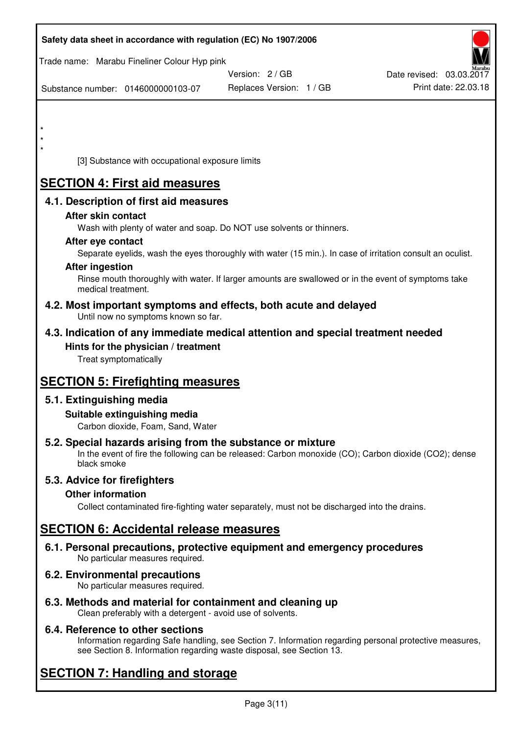*
*
*

[3] Substance with occupational exposure limits

# SECTION 4: First aid measures

## 4.1. Description of first aid measures

### After skin contact

Wash with plenty of water and soap. Do NOT use solvents or thinners.

### After eye contact

Separate eyelids, wash the eyes thoroughly with water (15 min.). In case of irritation consult an oculist.

### After ingestion

Rinse mouth thoroughly with water. If larger amounts are swallowed or in the event of symptoms take medical treatment.

## 4.2. Most important symptoms and effects, both acute and delayed

Until now no symptoms known so far.

## 4.3. Indication of any immediate medical attention and special treatment needed

### Hints for the physician / treatment

Treat symptomatically

# SECTION 5: Firefighting measures

## 5.1. Extinguishing media

### Suitable extinguishing media

Carbon dioxide, Foam, Sand, Water

## 5.2. Special hazards arising from the substance or mixture

In the event of fire the following can be released: Carbon monoxide (CO); Carbon dioxide ($CO_2$); dense black smoke

## 5.3. Advice for firefighters

### Other information

Collect contaminated fire-fighting water separately, must not be discharged into the drains.

# SECTION 6: Accidental release measures

## 6.1. Personal precautions, protective equipment and emergency procedures

No particular measures required.

## 6.2. Environmental precautions

No particular measures required.

## 6.3. Methods and material for containment and cleaning up

Clean preferably with a detergent - avoid use of solvents.

## 6.4. Reference to other sections

Information regarding Safe handling, see Section 7. Information regarding personal protective measures, see Section 8. Information regarding waste disposal, see Section 13.

# SECTION 7: Handling and storage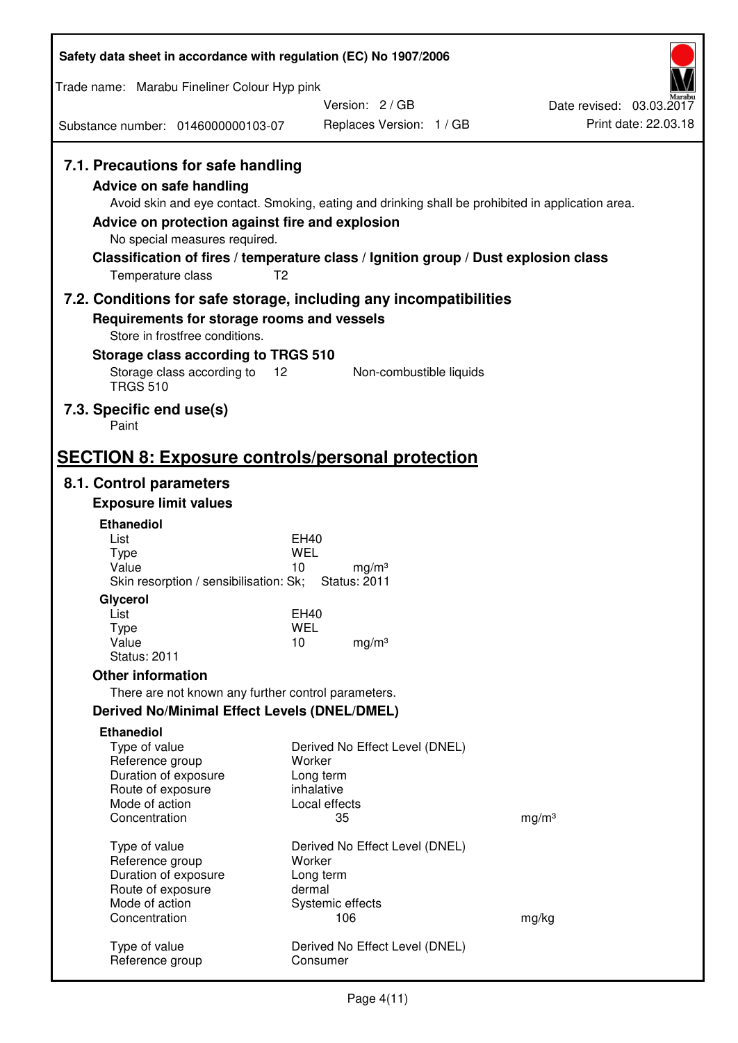## 7.1. Precautions for safe handling

### Advice on safe handling

Avoid skin and eye contact. Smoking, eating and drinking shall be prohibited in application area.

### Advice on protection against fire and explosion

No special measures required.

### Classification of fires / temperature class / Ignition group / Dust explosion class

Temperature class T2

## 7.2. Conditions for safe storage, including any incompatibilities

### Requirements for storage rooms and vessels

Store in frostfree conditions.

### Storage class according to TRGS 510

| Storage class according to TRGS 510 | 12 | Non-combustible liquids |
|---|---|---|

## 7.3. Specific end use(s)

Paint

# SECTION 8: Exposure controls/personal protection

## 8.1. Control parameters

### Exposure limit values

**Ethanediol**

| | | |
|---|---|---|
| List | EH40 | |
| Type | WEL | |
| Value | 10 | mg/m³ |

Skin resorption / sensibilisation: Sk; Status: 2011

**Glycerol**

| | | |
|---|---|---|
| List | EH40 | |
| Type | WEL | |
| Value | 10 | mg/m³ |

Status: 2011

### Other information

There are not known any further control parameters.

### Derived No/Minimal Effect Levels (DNEL/DMEL)

**Ethanediol**

| | | |
|---|---|---|
| Type of value | Derived No Effect Level (DNEL) | |
| Reference group | Worker | |
| Duration of exposure | Long term | |
| Route of exposure | inhalative | |
| Mode of action | Local effects | |
| Concentration | 35 | mg/m³ |

| | | |
|---|---|---|
| Type of value | Derived No Effect Level (DNEL) | |
| Reference group | Worker | |
| Duration of exposure | Long term | |
| Route of exposure | dermal | |
| Mode of action | Systemic effects | |
| Concentration | 106 | mg/kg |

| | |
|---|---|
| Type of value | Derived No Effect Level (DNEL) |
| Reference group | Consumer |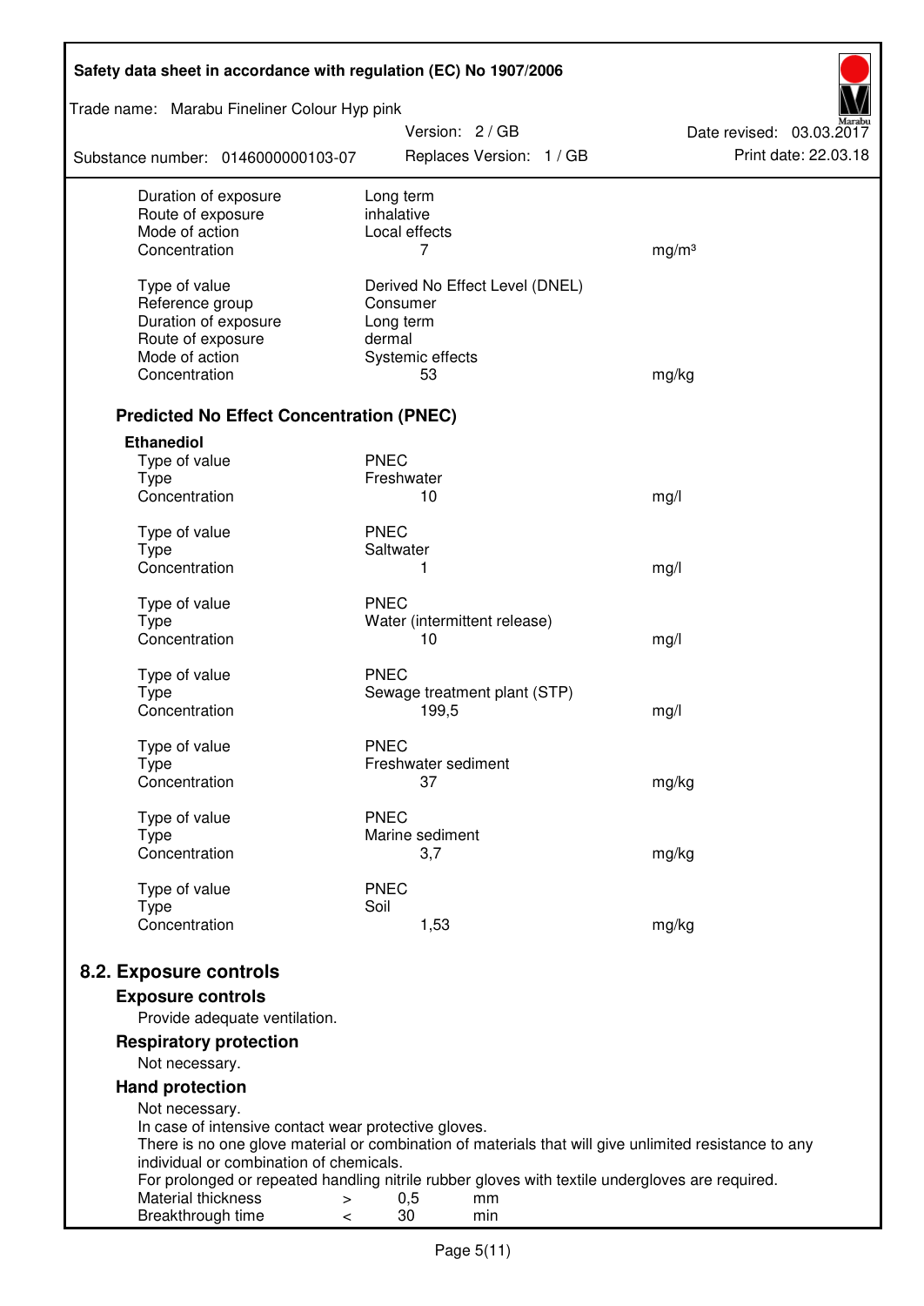| | | |
|---|---|---|
| Duration of exposure | Long term | |
| Route of exposure | inhalative | |
| Mode of action | Local effects | |
| Concentration | 7 | mg/m³ |
| | | |
| Type of value | Derived No Effect Level (DNEL) | |
| Reference group | Consumer | |
| Duration of exposure | Long term | |
| Route of exposure | dermal | |
| Mode of action | Systemic effects | |
| Concentration | 53 | mg/kg |

### Predicted No Effect Concentration (PNEC)

**Ethanediol**

| | | |
|---|---|---|
| Type of value | PNEC | |
| Type | Freshwater | |
| Concentration | 10 | mg/l |
| | | |
| Type of value | PNEC | |
| Type | Saltwater | |
| Concentration | 1 | mg/l |
| | | |
| Type of value | PNEC | |
| Type | Water (intermittent release) | |
| Concentration | 10 | mg/l |
| | | |
| Type of value | PNEC | |
| Type | Sewage treatment plant (STP) | |
| Concentration | 199,5 | mg/l |
| | | |
| Type of value | PNEC | |
| Type | Freshwater sediment | |
| Concentration | 37 | mg/kg |
| | | |
| Type of value | PNEC | |
| Type | Marine sediment | |
| Concentration | 3,7 | mg/kg |
| | | |
| Type of value | PNEC | |
| Type | Soil | |
| Concentration | 1,53 | mg/kg |

## 8.2. Exposure controls

### Exposure controls

Provide adequate ventilation.

### Respiratory protection

Not necessary.

### Hand protection

Not necessary.
In case of intensive contact wear protective gloves.
There is no one glove material or combination of materials that will give unlimited resistance to any individual or combination of chemicals.
For prolonged or repeated handling nitrile rubber gloves with textile undergloves are required.

| | | | |
|---|---|---|---|
| Material thickness | > | 0,5 | mm |
| Breakthrough time | < | 30 | min |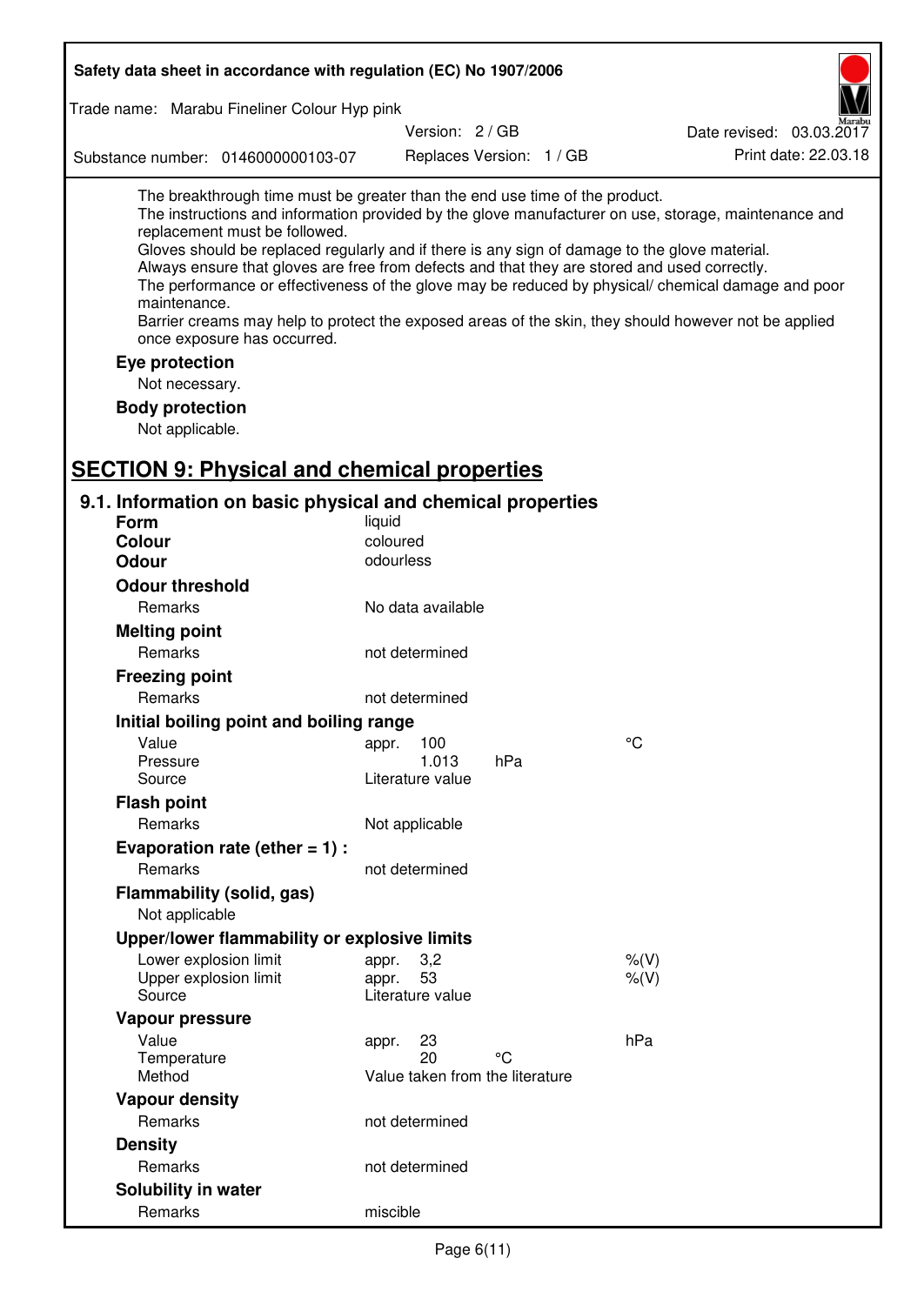The breakthrough time must be greater than the end use time of the product.
The instructions and information provided by the glove manufacturer on use, storage, maintenance and replacement must be followed.
Gloves should be replaced regularly and if there is any sign of damage to the glove material.
Always ensure that gloves are free from defects and that they are stored and used correctly.
The performance or effectiveness of the glove may be reduced by physical/ chemical damage and poor maintenance.
Barrier creams may help to protect the exposed areas of the skin, they should however not be applied once exposure has occurred.

**Eye protection**

Not necessary.

**Body protection**

Not applicable.

## SECTION 9: Physical and chemical properties

### 9.1. Information on basic physical and chemical properties

**Form** liquid

**Colour** coloured

**Odour** odourless

**Odour threshold**

| | | | |
|---|---|---|---|
| Remarks | No data available | | |

**Melting point**

| | | | |
|---|---|---|---|
| Remarks | not determined | | |

**Freezing point**

| | | | |
|---|---|---|---|
| Remarks | not determined | | |

**Initial boiling point and boiling range**

| | | | |
|---|---|---|---|
| Value | appr. 100 | | °C |
| Pressure | 1.013 | hPa | |
| Source | Literature value | | |

**Flash point**

| | | | |
|---|---|---|---|
| Remarks | Not applicable | | |

**Evaporation rate (ether = 1) :**

| | | | |
|---|---|---|---|
| Remarks | not determined | | |

**Flammability (solid, gas)**

Not applicable

**Upper/lower flammability or explosive limits**

| | | | |
|---|---|---|---|
| Lower explosion limit | appr. 3,2 | | %(V) |
| Upper explosion limit | appr. 53 | | %(V) |
| Source | Literature value | | |

**Vapour pressure**

| | | | |
|---|---|---|---|
| Value | appr. 23 | | hPa |
| Temperature | 20 | °C | |
| Method | Value taken from the literature | | |

**Vapour density**

| | | | |
|---|---|---|---|
| Remarks | not determined | | |

**Density**

| | | | |
|---|---|---|---|
| Remarks | not determined | | |

**Solubility in water**

| | | | |
|---|---|---|---|
| Remarks | miscible | | |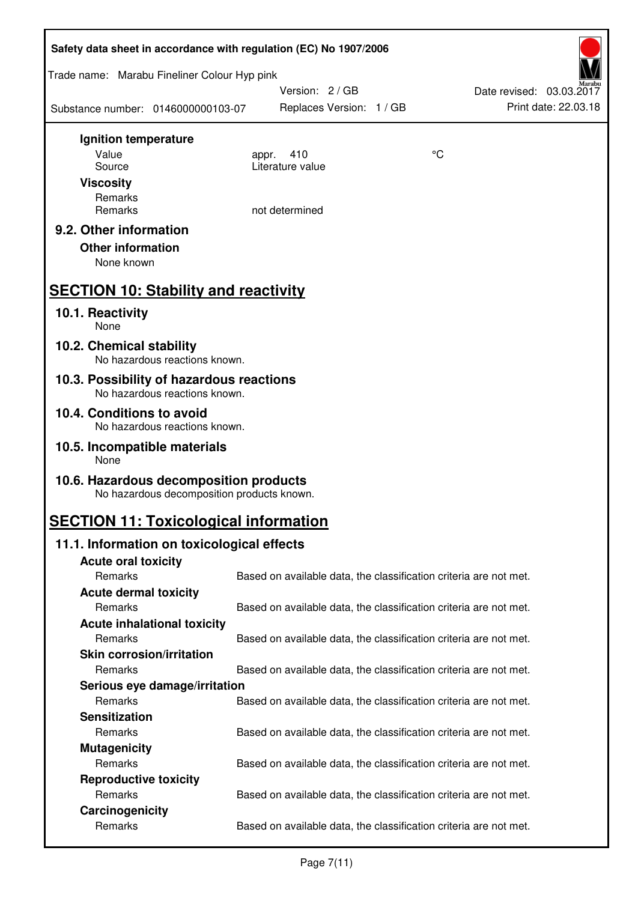**Ignition temperature**

| | | |
|---|---|---|
| Value | appr. 410 | °C |
| Source | Literature value | |

**Viscosity**

| | |
|---|---|
| Remarks | |
| Remarks | not determined |

### 9.2. Other information

**Other information**

None known

## SECTION 10: Stability and reactivity

### 10.1. Reactivity

None

### 10.2. Chemical stability

No hazardous reactions known.

### 10.3. Possibility of hazardous reactions

No hazardous reactions known.

### 10.4. Conditions to avoid

No hazardous reactions known.

### 10.5. Incompatible materials

None

### 10.6. Hazardous decomposition products

No hazardous decomposition products known.

## SECTION 11: Toxicological information

### 11.1. Information on toxicological effects

**Acute oral toxicity**

Remarks: Based on available data, the classification criteria are not met.

**Acute dermal toxicity**

Remarks: Based on available data, the classification criteria are not met.

**Acute inhalational toxicity**

Remarks: Based on available data, the classification criteria are not met.

**Skin corrosion/irritation**

Remarks: Based on available data, the classification criteria are not met.

**Serious eye damage/irritation**

Remarks: Based on available data, the classification criteria are not met.

**Sensitization**

Remarks: Based on available data, the classification criteria are not met.

**Mutagenicity**

Remarks: Based on available data, the classification criteria are not met.

**Reproductive toxicity**

Remarks: Based on available data, the classification criteria are not met.

**Carcinogenicity**

Remarks: Based on available data, the classification criteria are not met.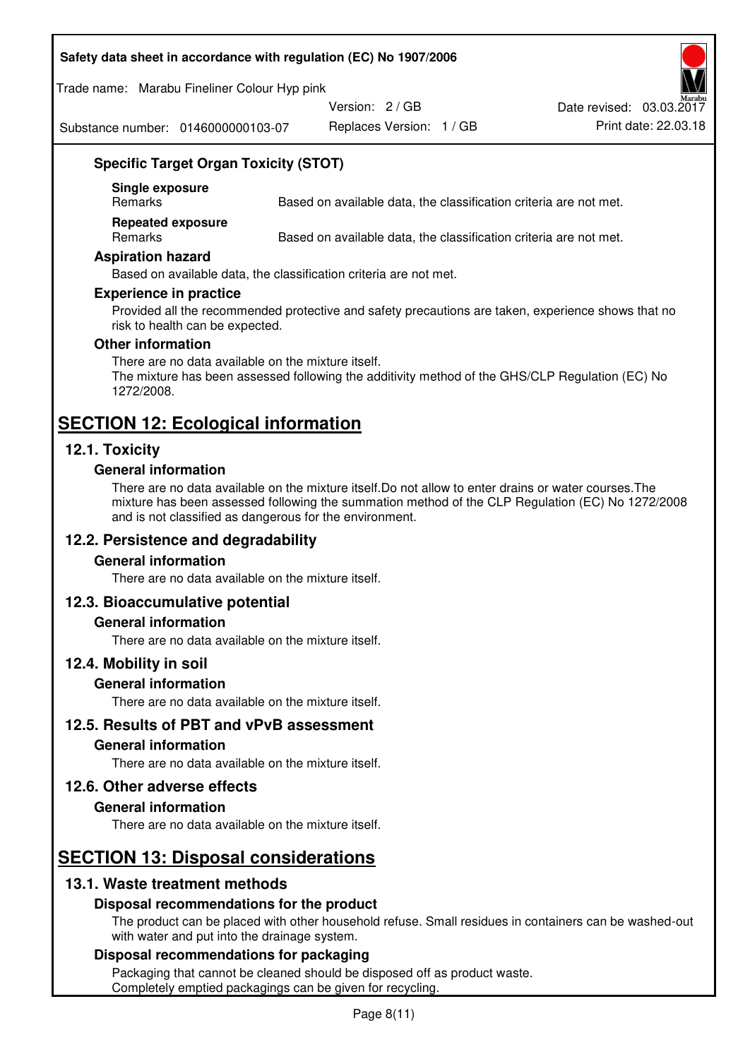### Specific Target Organ Toxicity (STOT)

**Single exposure**

| Remarks | Based on available data, the classification criteria are not met. |
|---|---|

**Repeated exposure**

| Remarks | Based on available data, the classification criteria are not met. |
|---|---|

### Aspiration hazard

Based on available data, the classification criteria are not met.

### Experience in practice

Provided all the recommended protective and safety precautions are taken, experience shows that no risk to health can be expected.

### Other information

There are no data available on the mixture itself.
The mixture has been assessed following the additivity method of the GHS/CLP Regulation (EC) No 1272/2008.

# SECTION 12: Ecological information

## 12.1. Toxicity

### General information

There are no data available on the mixture itself.Do not allow to enter drains or water courses.The mixture has been assessed following the summation method of the CLP Regulation (EC) No 1272/2008 and is not classified as dangerous for the environment.

## 12.2. Persistence and degradability

### General information

There are no data available on the mixture itself.

## 12.3. Bioaccumulative potential

### General information

There are no data available on the mixture itself.

## 12.4. Mobility in soil

### General information

There are no data available on the mixture itself.

## 12.5. Results of PBT and vPvB assessment

### General information

There are no data available on the mixture itself.

## 12.6. Other adverse effects

### General information

There are no data available on the mixture itself.

# SECTION 13: Disposal considerations

## 13.1. Waste treatment methods

### Disposal recommendations for the product

The product can be placed with other household refuse. Small residues in containers can be washed-out with water and put into the drainage system.

### Disposal recommendations for packaging

Packaging that cannot be cleaned should be disposed off as product waste.
Completely emptied packagings can be given for recycling.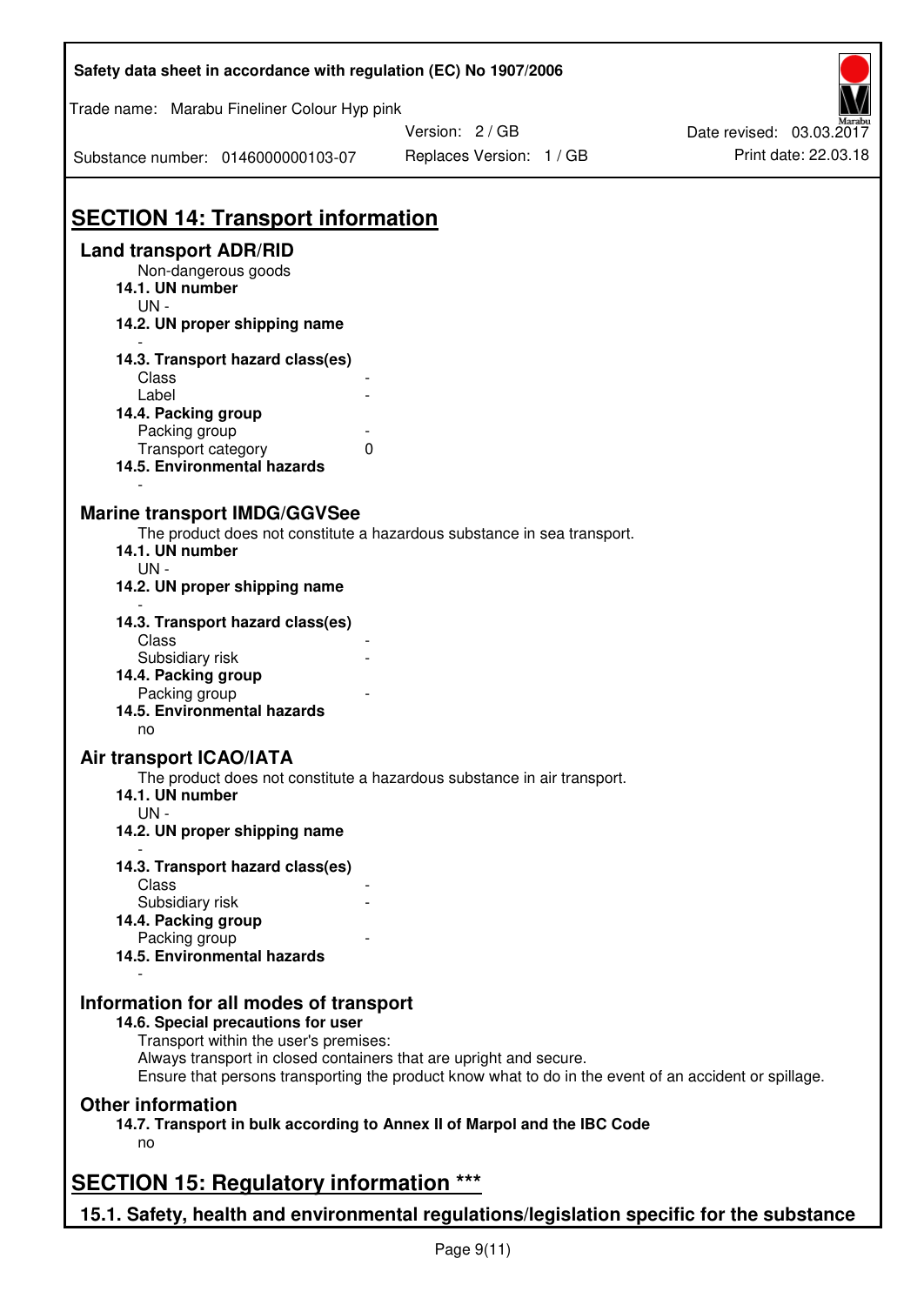# SECTION 14: Transport information

## Land transport ADR/RID

Non-dangerous goods

**14.1. UN number**

UN -

**14.2. UN proper shipping name**

-

**14.3. Transport hazard class(es)**

| | |
|---|---|
| Class | - |
| Label | - |

**14.4. Packing group**

| | |
|---|---|
| Packing group | - |
| Transport category | 0 |

**14.5. Environmental hazards**

-

## Marine transport IMDG/GGVSee

The product does not constitute a hazardous substance in sea transport.

**14.1. UN number**

UN -

**14.2. UN proper shipping name**

-

**14.3. Transport hazard class(es)**

| | |
|---|---|
| Class | - |
| Subsidiary risk | - |

**14.4. Packing group**

| | |
|---|---|
| Packing group | - |

**14.5. Environmental hazards**

no

## Air transport ICAO/IATA

The product does not constitute a hazardous substance in air transport.

**14.1. UN number**

UN -

**14.2. UN proper shipping name**

-

**14.3. Transport hazard class(es)**

| | |
|---|---|
| Class | - |
| Subsidiary risk | - |

**14.4. Packing group**

| | |
|---|---|
| Packing group | - |

**14.5. Environmental hazards**

-

## Information for all modes of transport

**14.6. Special precautions for user**

Transport within the user's premises:
Always transport in closed containers that are upright and secure.
Ensure that persons transporting the product know what to do in the event of an accident or spillage.

## Other information

**14.7. Transport in bulk according to Annex II of Marpol and the IBC Code**

no

# SECTION 15: Regulatory information ***

## 15.1. Safety, health and environmental regulations/legislation specific for the substance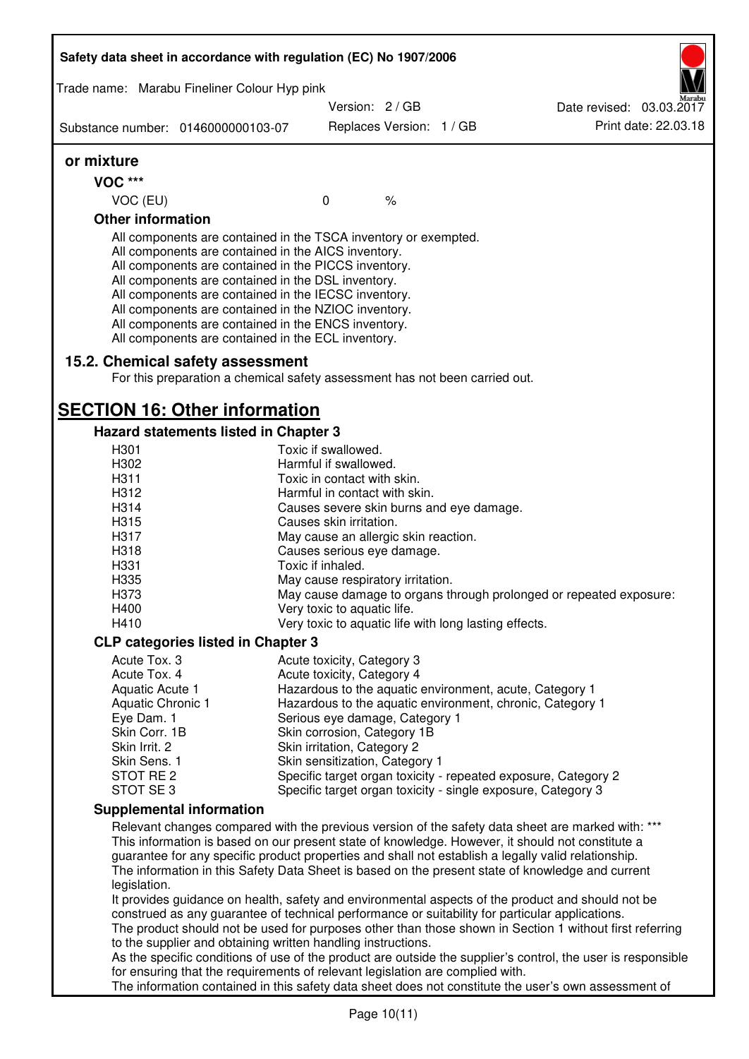### or mixture

**VOC \*\*\***

VOC (EU) 0 %

**Other information**

All components are contained in the TSCA inventory or exempted.
All components are contained in the AICS inventory.
All components are contained in the PICCS inventory.
All components are contained in the DSL inventory.
All components are contained in the IECSC inventory.
All components are contained in the NZIOC inventory.
All components are contained in the ENCS inventory.
All components are contained in the ECL inventory.

### 15.2. Chemical safety assessment

For this preparation a chemical safety assessment has not been carried out.

## SECTION 16: Other information

### Hazard statements listed in Chapter 3

| | |
|---|---|
| H301 | Toxic if swallowed. |
| H302 | Harmful if swallowed. |
| H311 | Toxic in contact with skin. |
| H312 | Harmful in contact with skin. |
| H314 | Causes severe skin burns and eye damage. |
| H315 | Causes skin irritation. |
| H317 | May cause an allergic skin reaction. |
| H318 | Causes serious eye damage. |
| H331 | Toxic if inhaled. |
| H335 | May cause respiratory irritation. |
| H373 | May cause damage to organs through prolonged or repeated exposure: |
| H400 | Very toxic to aquatic life. |
| H410 | Very toxic to aquatic life with long lasting effects. |

### CLP categories listed in Chapter 3

| | |
|---|---|
| Acute Tox. 3 | Acute toxicity, Category 3 |
| Acute Tox. 4 | Acute toxicity, Category 4 |
| Aquatic Acute 1 | Hazardous to the aquatic environment, acute, Category 1 |
| Aquatic Chronic 1 | Hazardous to the aquatic environment, chronic, Category 1 |
| Eye Dam. 1 | Serious eye damage, Category 1 |
| Skin Corr. 1B | Skin corrosion, Category 1B |
| Skin Irrit. 2 | Skin irritation, Category 2 |
| Skin Sens. 1 | Skin sensitization, Category 1 |
| STOT RE 2 | Specific target organ toxicity - repeated exposure, Category 2 |
| STOT SE 3 | Specific target organ toxicity - single exposure, Category 3 |

### Supplemental information

Relevant changes compared with the previous version of the safety data sheet are marked with: \*\*\*
This information is based on our present state of knowledge. However, it should not constitute a guarantee for any specific product properties and shall not establish a legally valid relationship.
The information in this Safety Data Sheet is based on the present state of knowledge and current legislation.
It provides guidance on health, safety and environmental aspects of the product and should not be construed as any guarantee of technical performance or suitability for particular applications.
The product should not be used for purposes other than those shown in Section 1 without first referring to the supplier and obtaining written handling instructions.
As the specific conditions of use of the product are outside the supplier's control, the user is responsible for ensuring that the requirements of relevant legislation are complied with.
The information contained in this safety data sheet does not constitute the user's own assessment of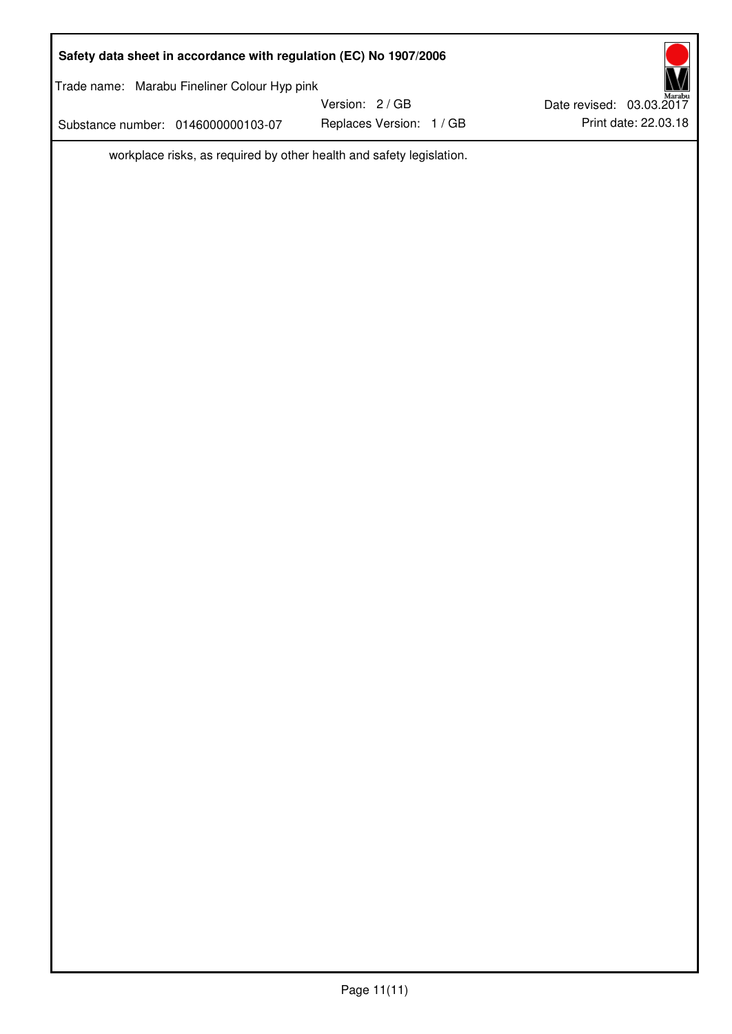workplace risks, as required by other health and safety legislation.